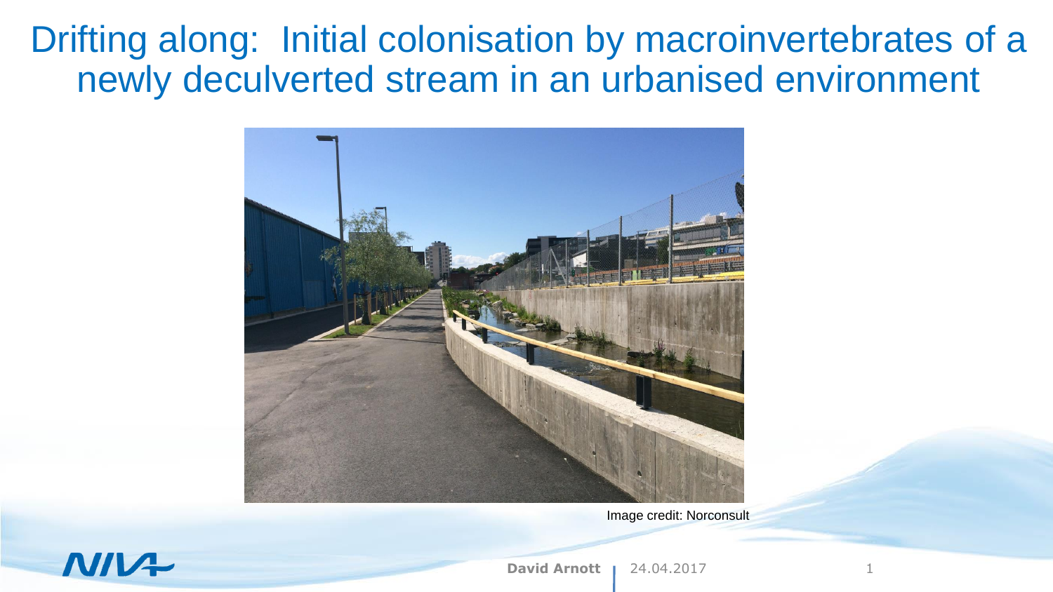# Drifting along: Initial colonisation by macroinvertebrates of a newly deculverted stream in an urbanised environment

Image credit: Norconsult

David Arnott | 24.04.2017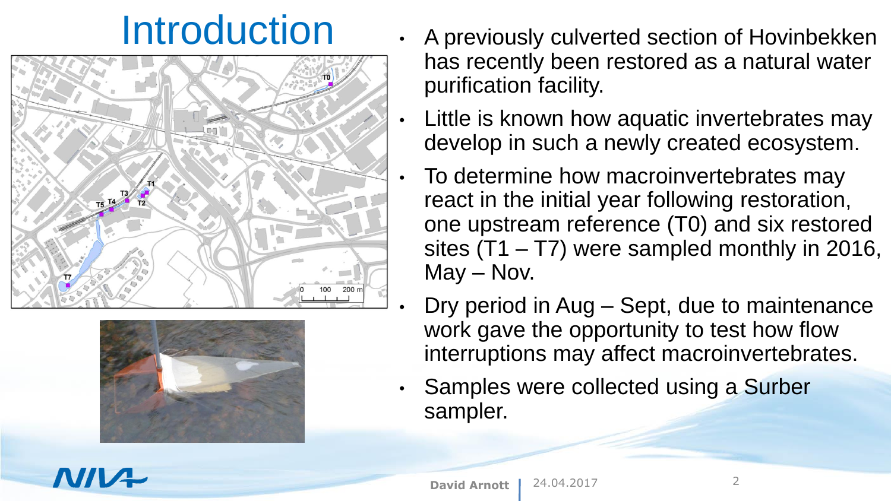# Introduction

- A previously culverted section of Hovinbekken has recently been restored as a natural water purification facility.
- Little is known how aquatic invertebrates may develop in such a newly created ecosystem.
- To determine how macroinvertebrates may react in the initial year following restoration, one upstream reference (T0) and six restored sites (T1 – T7) were sampled monthly in 2016, May – Nov.
- Dry period in Aug – Sept, due to maintenance work gave the opportunity to test how flow interruptions may affect macroinvertebrates.
- Samples were collected using a Surber sampler.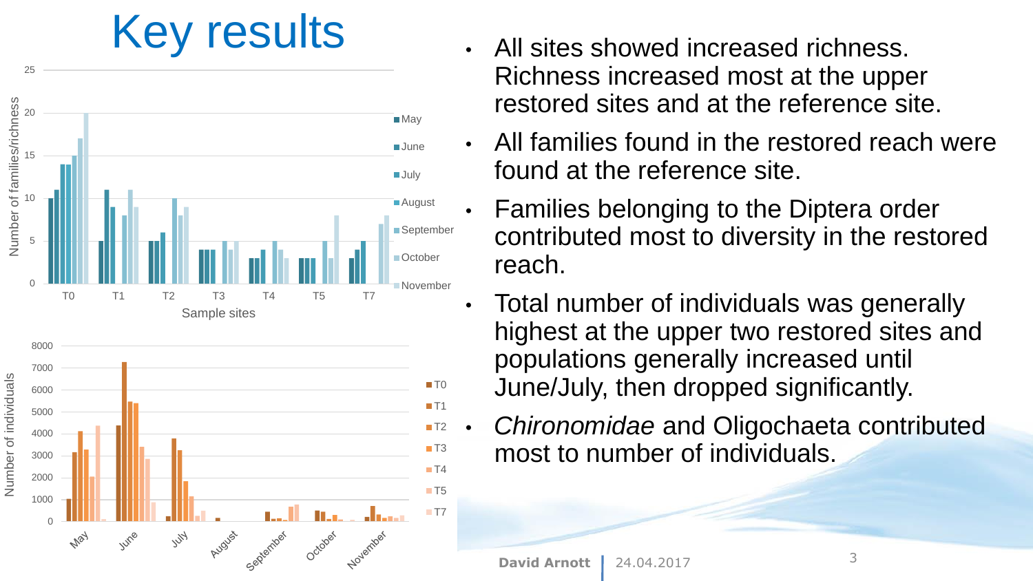# Key results

- All sites showed increased richness. Richness increased most at the upper restored sites and at the reference site.
- All families found in the restored reach were found at the reference site.
- Families belonging to the Diptera order contributed most to diversity in the restored reach.
- Total number of individuals was generally highest at the upper two restored sites and populations generally increased until June/July, then dropped significantly.
- *Chironomidae* and Oligochaeta contributed most to number of individuals.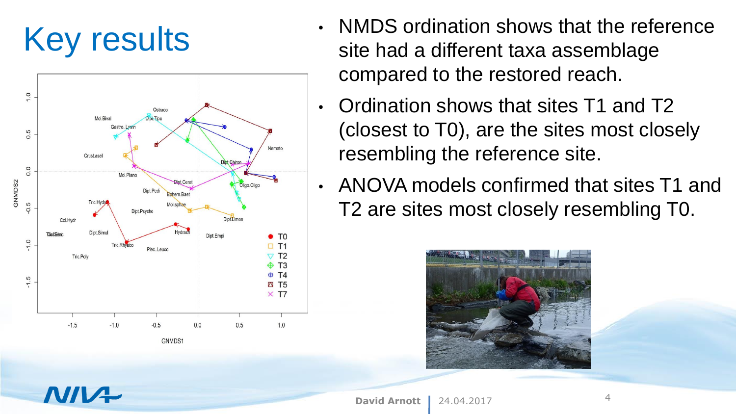# Key results

- NMDS ordination shows that the reference site had a different taxa assemblage compared to the restored reach.
- Ordination shows that sites T1 and T2 (closest to T0), are the sites most closely resembling the reference site.
- ANOVA models confirmed that sites T1 and T2 are sites most closely resembling T0.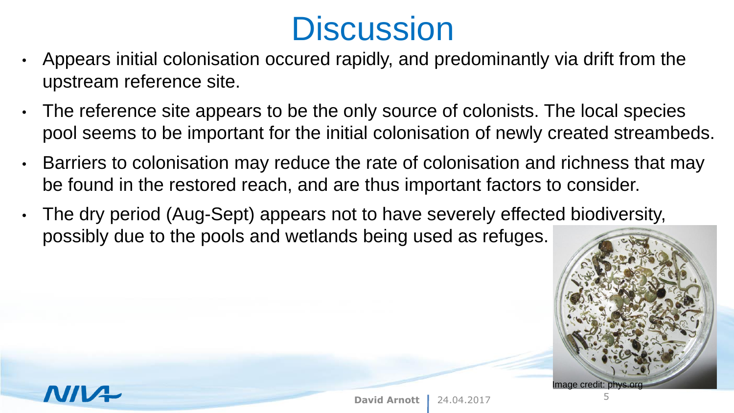# Discussion

- Appears initial colonisation occured rapidly, and predominantly via drift from the upstream reference site.
- The reference site appears to be the only source of colonists. The local species pool seems to be important for the initial colonisation of newly created streambeds.
- Barriers to colonisation may reduce the rate of colonisation and richness that may be found in the restored reach, and are thus important factors to consider.
- The dry period (Aug-Sept) appears not to have severely effected biodiversity, possibly due to the pools and wetlands being used as refuges.

Image credit: phys.org